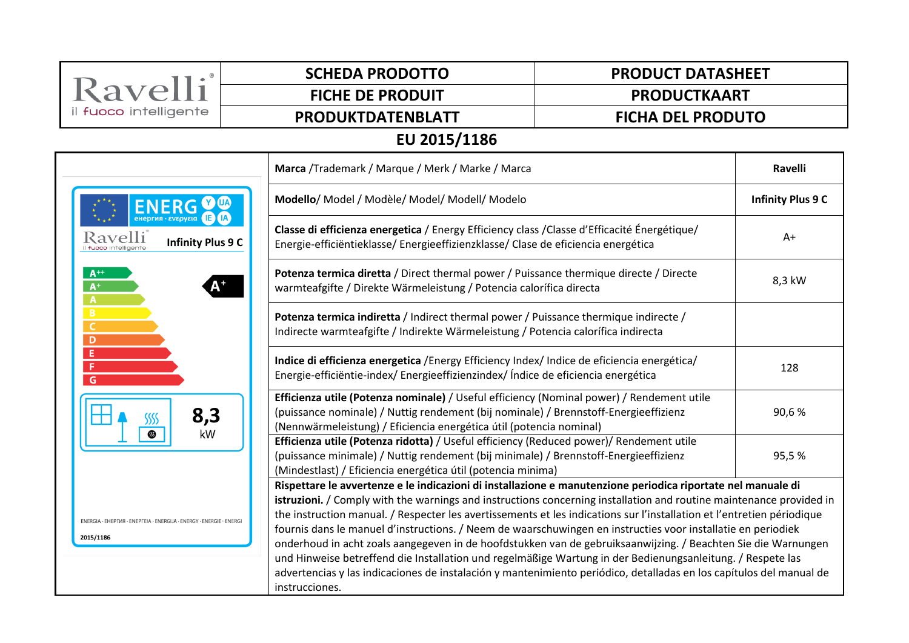| Ravelli® il fuoco intelligente | SCHEDA PRODOTTO | PRODUCT DATASHEET |
|---|---|---|
| | FICHE DE PRODUIT | PRODUCTKAART |
| | PRODUKTDATENBLATT | FICHA DEL PRODUTO |

## EU 2015/1186

| | |
|---|---|
| **Marca** /Trademark / Marque / Merk / Marke / Marca | **Ravelli** |
| **Modello**/ Model / Modèle/ Model/ Modell/ Modelo | **Infinity Plus 9 C** |
| **Classe di efficienza energetica** / Energy Efficiency class /Classe d'Efficacité Énergétique/ Energie-efficiëntieklasse/ Energieeffizienzklasse/ Clase de eficiencia energética | A+ |
| **Potenza termica diretta** / Direct thermal power / Puissance thermique directe / Directe warmteafgifte / Direkte Wärmeleistung / Potencia calorífica directa | 8,3 kW |
| **Potenza termica indiretta** / Indirect thermal power / Puissance thermique indirecte / Indirecte warmteafgifte / Indirekte Wärmeleistung / Potencia calorífica indirecta | |
| **Indice di efficienza energetica** /Energy Efficiency Index/ Indice de eficiencia energética/ Energie-efficiëntie-index/ Energieeffizienzindex/ Índice de eficiencia energética | 128 |
| **Efficienza utile (Potenza nominale)** / Useful efficiency (Nominal power) / Rendement utile (puissance nominale) / Nuttig rendement (bij nominale) / Brennstoff-Energieeffizienz (Nennwärmeleistung) / Eficiencia energética útil (potencia nominal) | 90,6 % |
| **Efficienza utile (Potenza ridotta)** / Useful efficiency (Reduced power)/ Rendement utile (puissance minimale) / Nuttig rendement (bij minimale) / Brennstoff-Energieeffizienz (Mindestlast) / Eficiencia energética útil (potencia minima) | 95,5 % |

**Rispettare le avvertenze e le indicazioni di installazione e manutenzione periodica riportate nel manuale di istruzioni.** / Comply with the warnings and instructions concerning installation and routine maintenance provided in the instruction manual. / Respecter les avertissements et les indications sur l'installation et l'entretien périodique fournis dans le manuel d'instructions. / Neem de waarschuwingen en instructies voor installatie en periodiek onderhoud in acht zoals aangegeven in de hoofdstukken van de gebruiksaanwijzing. / Beachten Sie die Warnungen und Hinweise betreffend die Installation und regelmäßige Wartung in der Bedienungsanleitung. / Respete las advertencias y las indicaciones de instalación y mantenimiento periódico, detalladas en los capítulos del manual de instrucciones.

ENERG енергия · ενεργεια Y IJA IE IA

Ravelli il fuoco intelligente — Infinity Plus 9 C

A++ A+ A B C D E F G — A+

8,3 kW

ENERGIA · ЕНЕРГИЯ · ΕΝΕΡΓΕΙΑ · ENERGIJA · ENERGY · ENERGIE · ENERGI

2015/1186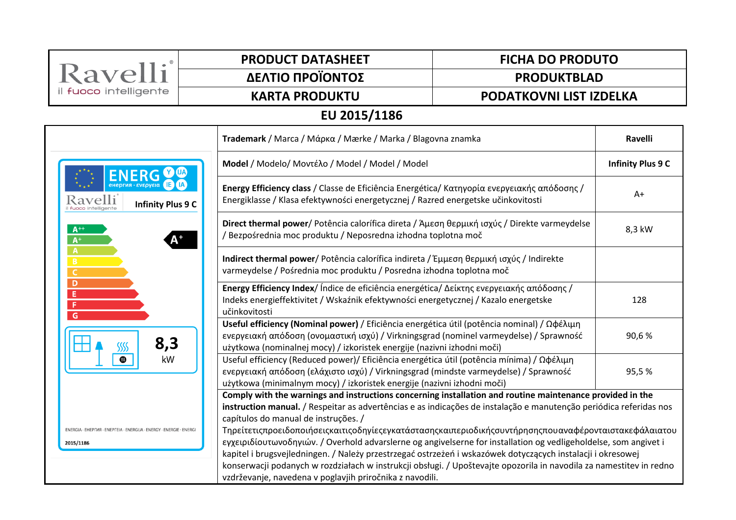| Ravelli® il fuoco intelligente | PRODUCT DATASHEET | FICHA DO PRODUTO |
|---|---|---|
| | ΔΕΛΤΙΟ ΠΡΟΪΟΝΤΟΣ | PRODUKTBLAD |
| | KARTA PRODUKTU | PODATKOVNI LIST IZDELKA |

## EU 2015/1186

| | | |
|---|---|---|
| **Trademark** / Marca / Μάρκα / Mærke / Marka / Blagovna znamka | **Ravelli** |
| **Model** / Modelo/ Μοντέλο / Model / Model / Model | **Infinity Plus 9 C** |
| **Energy Efficiency class** / Classe de Eficiência Energética/ Κατηγορία ενεργειακής απόδοσης / Energiklasse / Klasa efektywności energetycznej / Razred energetske učinkovitosti | A+ |
| **Direct thermal power**/ Potência calorífica direta / Άμεση θερμική ισχύς / Direkte varmeydelse / Bezpośrednia moc produktu / Neposredna izhodna toplotna moč | 8,3 kW |
| **Indirect thermal power**/ Potência calorífica indireta / Έμμεση θερμική ισχύς / Indirekte varmeydelse / Pośrednia moc produktu / Posredna izhodna toplotna moč | |
| **Energy Efficiency Index**/ Índice de eficiência energética/ Δείκτης ενεργειακής απόδοσης / Indeks energieffektivitet / Wskaźnik efektywności energetycznej / Kazalo energetske učinkovitosti | 128 |
| **Useful efficiency (Nominal power)** / Eficiência energética útil (potência nominal) / Ωφέλιμη ενεργειακή απόδοση (ονομαστική ισχύ) / Virkningsgrad (nominel varmeydelse) / Sprawność użytkowa (nominalnej mocy) / izkoristek energije (nazivni izhodni moči) | 90,6 % |
| Useful efficiency (Reduced power)/ Eficiência energética útil (potência mínima) / Ωφέλιμη ενεργειακή απόδοση (ελάχιστο ισχύ) / Virkningsgrad (mindste varmeydelse) / Sprawność użytkowa (minimalnym mocy) / izkoristek energije (nazivni izhodni moči) | 95,5 % |

**Comply with the warnings and instructions concerning installation and routine maintenance provided in the instruction manual.** / Respeitar as advertências e as indicações de instalação e manutenção periódica referidas nos capítulos do manual de instruções. / Τηρείτετιςπροειδοποιήσειςκαιτιςοδηγίεςεγκατάστασηςκαιπεριοδικήςσυντήρησηςπουαναφέρονταιστακεφάλαιατου εγχειριδίουτωνοδηγιών. / Overhold advarslerne og angivelserne for installation og vedligeholdelse, som angivet i kapitel i brugsvejledningen. / Należy przestrzegać ostrzeżeń i wskazówek dotyczących instalacji i okresowej konserwacji podanych w rozdziałach w instrukcji obsługi. / Upoštevajte opozorila in navodila za namestitev in redno vzdrževanje, navedena v poglavjih priročnika z navodili.

ENERG енергия · ενέργεια Y IJA IE IA

Ravelli il fuoco intelligente — Infinity Plus 9 C

A++ A+ A B C D E F G — A+

8,3 kW

ENERGIA · ЕНЕРГИЯ · ΕΝΕΡΓΕΙΑ · ENERGIJA · ENERGY · ENERGIE · ENERGI

2015/1186